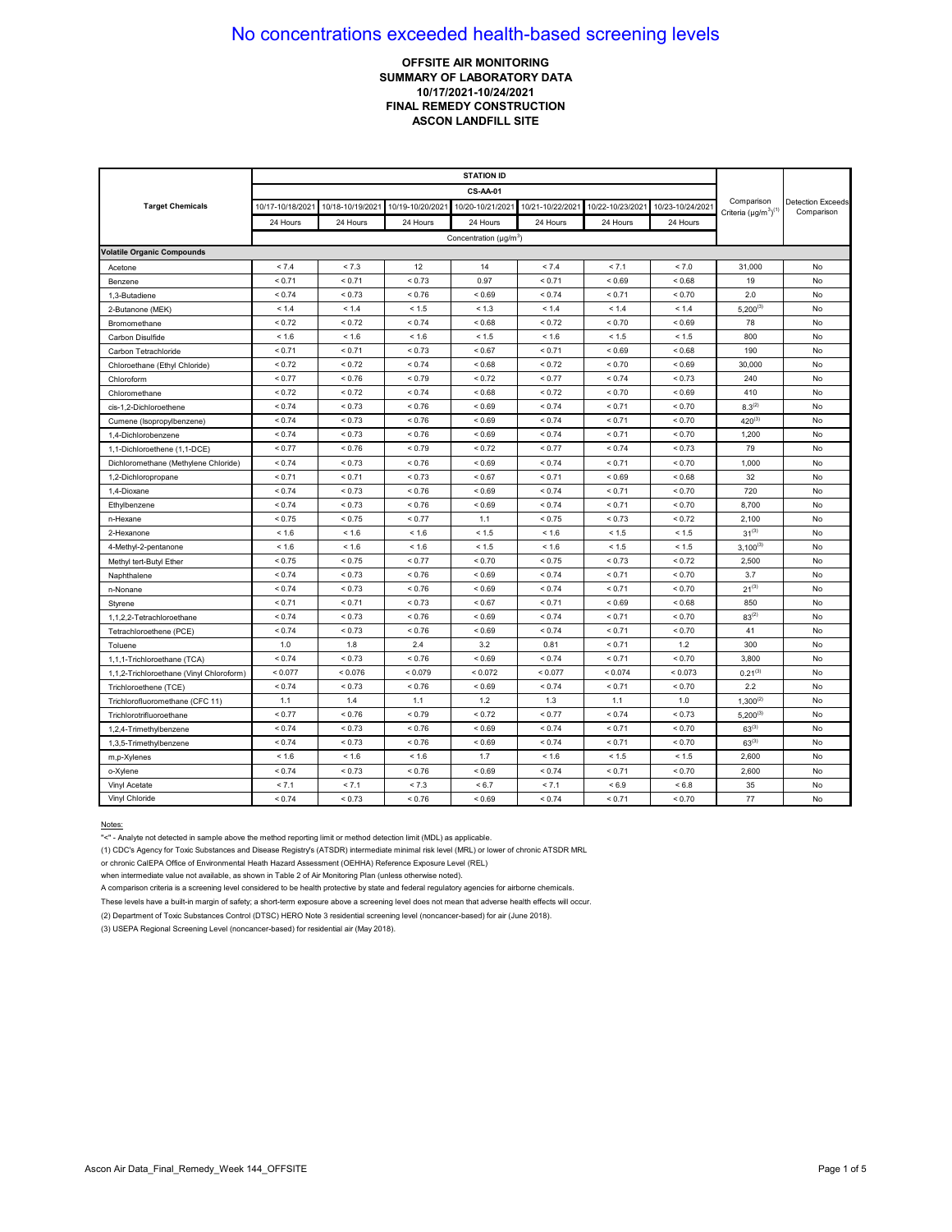# No concentrations exceeded health-based screening levels

**OFFSITE AIR MONITORING**
**SUMMARY OF LABORATORY DATA**
**10/17/2021-10/24/2021**
**FINAL REMEDY CONSTRUCTION**
**ASCON LANDFILL SITE**

| Target Chemicals | STATION ID | | | | | | | Comparison Criteria (µg/m³)(1) | Detection Exceeds Comparison |
|---|---|---|---|---|---|---|---|---|---|
| | CS-AA-01 | | | | | | | | |
| | 10/17-10/18/2021 | 10/18-10/19/2021 | 10/19-10/20/2021 | 10/20-10/21/2021 | 10/21-10/22/2021 | 10/22-10/23/2021 | 10/23-10/24/2021 | | |
| | 24 Hours | 24 Hours | 24 Hours | 24 Hours | 24 Hours | 24 Hours | 24 Hours | | |
| | Concentration (µg/m³) | | | | | | | | |
| **Volatile Organic Compounds** | | | | | | | | | |
| Acetone | < 7.4 | < 7.3 | 12 | 14 | < 7.4 | < 7.1 | < 7.0 | 31,000 | No |
| Benzene | < 0.71 | < 0.71 | < 0.73 | 0.97 | < 0.71 | < 0.69 | < 0.68 | 19 | No |
| 1,3-Butadiene | < 0.74 | < 0.73 | < 0.76 | < 0.69 | < 0.74 | < 0.71 | < 0.70 | 2.0 | No |
| 2-Butanone (MEK) | < 1.4 | < 1.4 | < 1.5 | < 1.3 | < 1.4 | < 1.4 | < 1.4 | 5,200(3) | No |
| Bromomethane | < 0.72 | < 0.72 | < 0.74 | < 0.68 | < 0.72 | < 0.70 | < 0.69 | 78 | No |
| Carbon Disulfide | < 1.6 | < 1.6 | < 1.6 | < 1.5 | < 1.6 | < 1.5 | < 1.5 | 800 | No |
| Carbon Tetrachloride | < 0.71 | < 0.71 | < 0.73 | < 0.67 | < 0.71 | < 0.69 | < 0.68 | 190 | No |
| Chloroethane (Ethyl Chloride) | < 0.72 | < 0.72 | < 0.74 | < 0.68 | < 0.72 | < 0.70 | < 0.69 | 30,000 | No |
| Chloroform | < 0.77 | < 0.76 | < 0.79 | < 0.72 | < 0.77 | < 0.74 | < 0.73 | 240 | No |
| Chloromethane | < 0.72 | < 0.72 | < 0.74 | < 0.68 | < 0.72 | < 0.70 | < 0.69 | 410 | No |
| cis-1,2-Dichloroethene | < 0.74 | < 0.73 | < 0.76 | < 0.69 | < 0.74 | < 0.71 | < 0.70 | 8.3(2) | No |
| Cumene (Isopropylbenzene) | < 0.74 | < 0.73 | < 0.76 | < 0.69 | < 0.74 | < 0.71 | < 0.70 | 420(3) | No |
| 1,4-Dichlorobenzene | < 0.74 | < 0.73 | < 0.76 | < 0.69 | < 0.74 | < 0.71 | < 0.70 | 1,200 | No |
| 1,1-Dichloroethene (1,1-DCE) | < 0.77 | < 0.76 | < 0.79 | < 0.72 | < 0.77 | < 0.74 | < 0.73 | 79 | No |
| Dichloromethane (Methylene Chloride) | < 0.74 | < 0.73 | < 0.76 | < 0.69 | < 0.74 | < 0.71 | < 0.70 | 1,000 | No |
| 1,2-Dichloropropane | < 0.71 | < 0.71 | < 0.73 | < 0.67 | < 0.71 | < 0.69 | < 0.68 | 32 | No |
| 1,4-Dioxane | < 0.74 | < 0.73 | < 0.76 | < 0.69 | < 0.74 | < 0.71 | < 0.70 | 720 | No |
| Ethylbenzene | < 0.74 | < 0.73 | < 0.76 | < 0.69 | < 0.74 | < 0.71 | < 0.70 | 8,700 | No |
| n-Hexane | < 0.75 | < 0.75 | < 0.77 | 1.1 | < 0.75 | < 0.73 | < 0.72 | 2,100 | No |
| 2-Hexanone | < 1.6 | < 1.6 | < 1.6 | < 1.5 | < 1.6 | < 1.5 | < 1.5 | 31(3) | No |
| 4-Methyl-2-pentanone | < 1.6 | < 1.6 | < 1.6 | < 1.5 | < 1.6 | < 1.5 | < 1.5 | 3,100(3) | No |
| Methyl tert-Butyl Ether | < 0.75 | < 0.75 | < 0.77 | < 0.70 | < 0.75 | < 0.73 | < 0.72 | 2,500 | No |
| Naphthalene | < 0.74 | < 0.73 | < 0.76 | < 0.69 | < 0.74 | < 0.71 | < 0.70 | 3.7 | No |
| n-Nonane | < 0.74 | < 0.73 | < 0.76 | < 0.69 | < 0.74 | < 0.71 | < 0.70 | 21(3) | No |
| Styrene | < 0.71 | < 0.71 | < 0.73 | < 0.67 | < 0.71 | < 0.69 | < 0.68 | 850 | No |
| 1,1,2,2-Tetrachloroethane | < 0.74 | < 0.73 | < 0.76 | < 0.69 | < 0.74 | < 0.71 | < 0.70 | 83(2) | No |
| Tetrachloroethene (PCE) | < 0.74 | < 0.73 | < 0.76 | < 0.69 | < 0.74 | < 0.71 | < 0.70 | 41 | No |
| Toluene | 1.0 | 1.8 | 2.4 | 3.2 | 0.81 | < 0.71 | 1.2 | 300 | No |
| 1,1,1-Trichloroethane (TCA) | < 0.74 | < 0.73 | < 0.76 | < 0.69 | < 0.74 | < 0.71 | < 0.70 | 3,800 | No |
| 1,1,2-Trichloroethane (Vinyl Chloroform) | < 0.077 | < 0.076 | < 0.079 | < 0.072 | < 0.077 | < 0.074 | < 0.073 | 0.21(3) | No |
| Trichloroethene (TCE) | < 0.74 | < 0.73 | < 0.76 | < 0.69 | < 0.74 | < 0.71 | < 0.70 | 2.2 | No |
| Trichlorofluoromethane (CFC 11) | 1.1 | 1.4 | 1.1 | 1.2 | 1.3 | 1.1 | 1.0 | 1,300(2) | No |
| Trichlorotrifluoroethane | < 0.77 | < 0.76 | < 0.79 | < 0.72 | < 0.77 | < 0.74 | < 0.73 | 5,200(3) | No |
| 1,2,4-Trimethylbenzene | < 0.74 | < 0.73 | < 0.76 | < 0.69 | < 0.74 | < 0.71 | < 0.70 | 63(3) | No |
| 1,3,5-Trimethylbenzene | < 0.74 | < 0.73 | < 0.76 | < 0.69 | < 0.74 | < 0.71 | < 0.70 | 63(3) | No |
| m,p-Xylenes | < 1.6 | < 1.6 | < 1.6 | 1.7 | < 1.6 | < 1.5 | < 1.5 | 2,600 | No |
| o-Xylene | < 0.74 | < 0.73 | < 0.76 | < 0.69 | < 0.74 | < 0.71 | < 0.70 | 2,600 | No |
| Vinyl Acetate | < 7.1 | < 7.1 | < 7.3 | < 6.7 | < 7.1 | < 6.9 | < 6.8 | 35 | No |
| Vinyl Chloride | < 0.74 | < 0.73 | < 0.76 | < 0.69 | < 0.74 | < 0.71 | < 0.70 | 77 | No |

Notes:

"<" - Analyte not detected in sample above the method reporting limit or method detection limit (MDL) as applicable.

(1) CDC's Agency for Toxic Substances and Disease Registry's (ATSDR) intermediate minimal risk level (MRL) or lower of chronic ATSDR MRL or chronic CalEPA Office of Environmental Heath Hazard Assessment (OEHHA) Reference Exposure Level (REL) when intermediate value not available, as shown in Table 2 of Air Monitoring Plan (unless otherwise noted).

A comparison criteria is a screening level considered to be health protective by state and federal regulatory agencies for airborne chemicals.

These levels have a built-in margin of safety; a short-term exposure above a screening level does not mean that adverse health effects will occur.

(2) Department of Toxic Substances Control (DTSC) HERO Note 3 residential screening level (noncancer-based) for air (June 2018).

(3) USEPA Regional Screening Level (noncancer-based) for residential air (May 2018).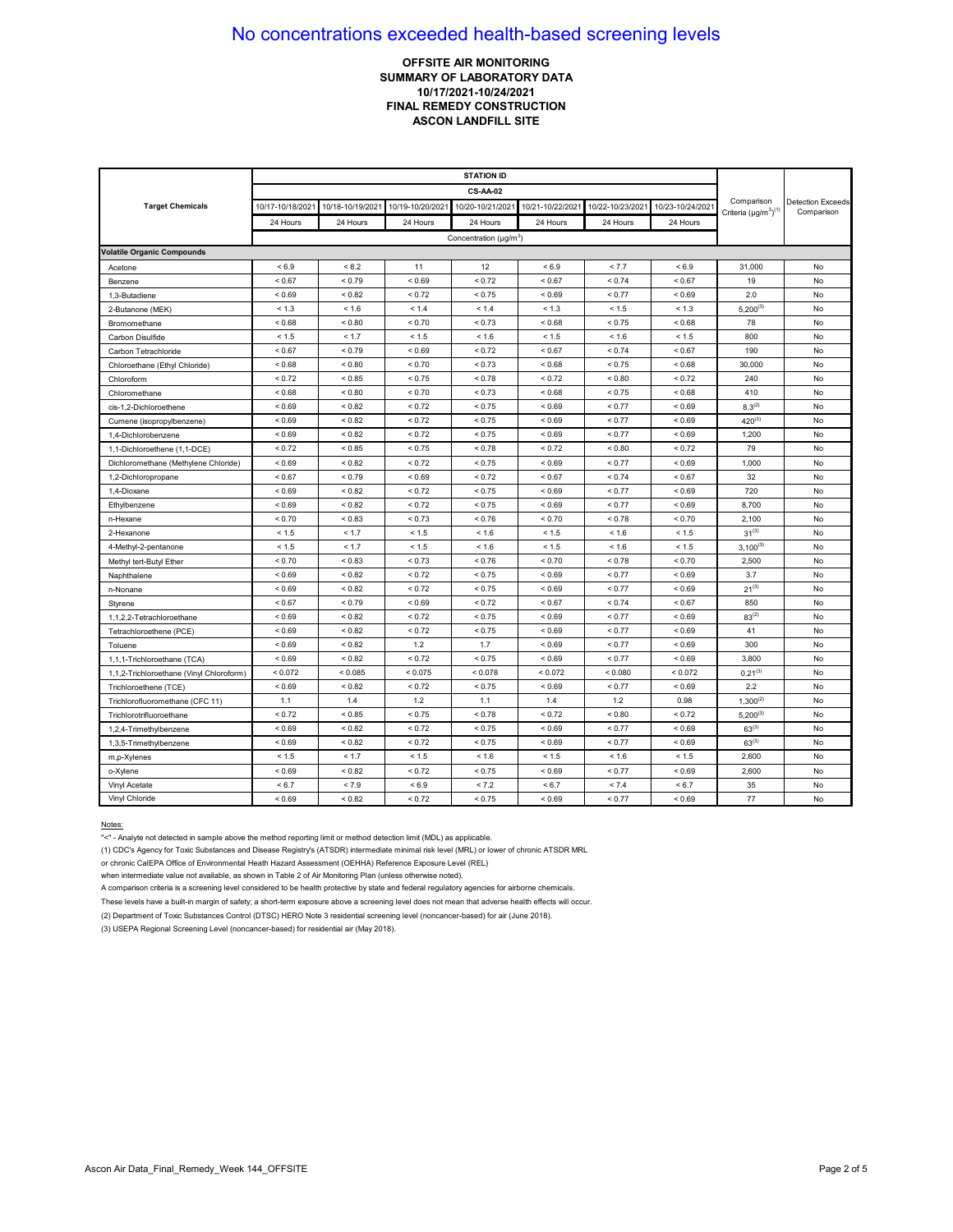# No concentrations exceeded health-based screening levels

**OFFSITE AIR MONITORING**
**SUMMARY OF LABORATORY DATA**
**10/17/2021-10/24/2021**
**FINAL REMEDY CONSTRUCTION**
**ASCON LANDFILL SITE**

| Target Chemicals | STATION ID | | | | | | | Comparison Criteria (µg/m³)(1) | Detection Exceeds Comparison |
|---|---|---|---|---|---|---|---|---|---|
| | CS-AA-02 | | | | | | | | |
| | 10/17-10/18/2021 | 10/18-10/19/2021 | 10/19-10/20/2021 | 10/20-10/21/2021 | 10/21-10/22/2021 | 10/22-10/23/2021 | 10/23-10/24/2021 | | |
| | 24 Hours | 24 Hours | 24 Hours | 24 Hours | 24 Hours | 24 Hours | 24 Hours | | |
| | Concentration (µg/m³) | | | | | | | | |
| **Volatile Organic Compounds** | | | | | | | | | |
| Acetone | < 6.9 | < 8.2 | 11 | 12 | < 6.9 | < 7.7 | < 6.9 | 31,000 | No |
| Benzene | < 0.67 | < 0.79 | < 0.69 | < 0.72 | < 0.67 | < 0.74 | < 0.67 | 19 | No |
| 1,3-Butadiene | < 0.69 | < 0.82 | < 0.72 | < 0.75 | < 0.69 | < 0.77 | < 0.69 | 2.0 | No |
| 2-Butanone (MEK) | < 1.3 | < 1.6 | < 1.4 | < 1.4 | < 1.3 | < 1.5 | < 1.3 | 5,200(3) | No |
| Bromomethane | < 0.68 | < 0.80 | < 0.70 | < 0.73 | < 0.68 | < 0.75 | < 0.68 | 78 | No |
| Carbon Disulfide | < 1.5 | < 1.7 | < 1.5 | < 1.6 | < 1.5 | < 1.6 | < 1.5 | 800 | No |
| Carbon Tetrachloride | < 0.67 | < 0.79 | < 0.69 | < 0.72 | < 0.67 | < 0.74 | < 0.67 | 190 | No |
| Chloroethane (Ethyl Chloride) | < 0.68 | < 0.80 | < 0.70 | < 0.73 | < 0.68 | < 0.75 | < 0.68 | 30,000 | No |
| Chloroform | < 0.72 | < 0.85 | < 0.75 | < 0.78 | < 0.72 | < 0.80 | < 0.72 | 240 | No |
| Chloromethane | < 0.68 | < 0.80 | < 0.70 | < 0.73 | < 0.68 | < 0.75 | < 0.68 | 410 | No |
| cis-1,2-Dichloroethene | < 0.69 | < 0.82 | < 0.72 | < 0.75 | < 0.69 | < 0.77 | < 0.69 | 8.3(2) | No |
| Cumene (isopropylbenzene) | < 0.69 | < 0.82 | < 0.72 | < 0.75 | < 0.69 | < 0.77 | < 0.69 | 420(3) | No |
| 1,4-Dichlorobenzene | < 0.69 | < 0.82 | < 0.72 | < 0.75 | < 0.69 | < 0.77 | < 0.69 | 1,200 | No |
| 1,1-Dichloroethene (1,1-DCE) | < 0.72 | < 0.85 | < 0.75 | < 0.78 | < 0.72 | < 0.80 | < 0.72 | 79 | No |
| Dichloromethane (Methylene Chloride) | < 0.69 | < 0.82 | < 0.72 | < 0.75 | < 0.69 | < 0.77 | < 0.69 | 1,000 | No |
| 1,2-Dichloropropane | < 0.67 | < 0.79 | < 0.69 | < 0.72 | < 0.67 | < 0.74 | < 0.67 | 32 | No |
| 1,4-Dioxane | < 0.69 | < 0.82 | < 0.72 | < 0.75 | < 0.69 | < 0.77 | < 0.69 | 720 | No |
| Ethylbenzene | < 0.69 | < 0.82 | < 0.72 | < 0.75 | < 0.69 | < 0.77 | < 0.69 | 8,700 | No |
| n-Hexane | < 0.70 | < 0.83 | < 0.73 | < 0.76 | < 0.70 | < 0.78 | < 0.70 | 2,100 | No |
| 2-Hexanone | < 1.5 | < 1.7 | < 1.5 | < 1.6 | < 1.5 | < 1.6 | < 1.5 | 31(3) | No |
| 4-Methyl-2-pentanone | < 1.5 | < 1.7 | < 1.5 | < 1.6 | < 1.5 | < 1.6 | < 1.5 | 3,100(3) | No |
| Methyl tert-Butyl Ether | < 0.70 | < 0.83 | < 0.73 | < 0.76 | < 0.70 | < 0.78 | < 0.70 | 2,500 | No |
| Naphthalene | < 0.69 | < 0.82 | < 0.72 | < 0.75 | < 0.69 | < 0.77 | < 0.69 | 3.7 | No |
| n-Nonane | < 0.69 | < 0.82 | < 0.72 | < 0.75 | < 0.69 | < 0.77 | < 0.69 | 21(3) | No |
| Styrene | < 0.67 | < 0.79 | < 0.69 | < 0.72 | < 0.67 | < 0.74 | < 0.67 | 850 | No |
| 1,1,2,2-Tetrachloroethane | < 0.69 | < 0.82 | < 0.72 | < 0.75 | < 0.69 | < 0.77 | < 0.69 | 83(2) | No |
| Tetrachloroethene (PCE) | < 0.69 | < 0.82 | < 0.72 | < 0.75 | < 0.69 | < 0.77 | < 0.69 | 41 | No |
| Toluene | < 0.69 | < 0.82 | 1.2 | 1.7 | < 0.69 | < 0.77 | < 0.69 | 300 | No |
| 1,1,1-Trichloroethane (TCA) | < 0.69 | < 0.82 | < 0.72 | < 0.75 | < 0.69 | < 0.77 | < 0.69 | 3,800 | No |
| 1,1,2-Trichloroethane (Vinyl Chloroform) | < 0.072 | < 0.085 | < 0.075 | < 0.078 | < 0.072 | < 0.080 | < 0.072 | 0.21(3) | No |
| Trichloroethene (TCE) | < 0.69 | < 0.82 | < 0.72 | < 0.75 | < 0.69 | < 0.77 | < 0.69 | 2.2 | No |
| Trichlorofluoromethane (CFC 11) | 1.1 | 1.4 | 1.2 | 1.1 | 1.4 | 1.2 | 0.98 | 1,300(2) | No |
| Trichlorotrifluoroethane | < 0.72 | < 0.85 | < 0.75 | < 0.78 | < 0.72 | < 0.80 | < 0.72 | 5,200(3) | No |
| 1,2,4-Trimethylbenzene | < 0.69 | < 0.82 | < 0.72 | < 0.75 | < 0.69 | < 0.77 | < 0.69 | 63(3) | No |
| 1,3,5-Trimethylbenzene | < 0.69 | < 0.82 | < 0.72 | < 0.75 | < 0.69 | < 0.77 | < 0.69 | 63(3) | No |
| m,p-Xylenes | < 1.5 | < 1.7 | < 1.5 | < 1.6 | < 1.5 | < 1.6 | < 1.5 | 2,600 | No |
| o-Xylene | < 0.69 | < 0.82 | < 0.72 | < 0.75 | < 0.69 | < 0.77 | < 0.69 | 2,600 | No |
| Vinyl Acetate | < 6.7 | < 7.9 | < 6.9 | < 7.2 | < 6.7 | < 7.4 | < 6.7 | 35 | No |
| Vinyl Chloride | < 0.69 | < 0.82 | < 0.72 | < 0.75 | < 0.69 | < 0.77 | < 0.69 | 77 | No |

Notes:

"<" - Analyte not detected in sample above the method reporting limit or method detection limit (MDL) as applicable.

(1) CDC's Agency for Toxic Substances and Disease Registry's (ATSDR) intermediate minimal risk level (MRL) or lower of chronic ATSDR MRL

or chronic CalEPA Office of Environmental Heath Hazard Assessment (OEHHA) Reference Exposure Level (REL)

when intermediate value not available, as shown in Table 2 of Air Monitoring Plan (unless otherwise noted).

A comparison criteria is a screening level considered to be health protective by state and federal regulatory agencies for airborne chemicals.

These levels have a built-in margin of safety; a short-term exposure above a screening level does not mean that adverse health effects will occur.

(2) Department of Toxic Substances Control (DTSC) HERO Note 3 residential screening level (noncancer-based) for air (June 2018).

(3) USEPA Regional Screening Level (noncancer-based) for residential air (May 2018).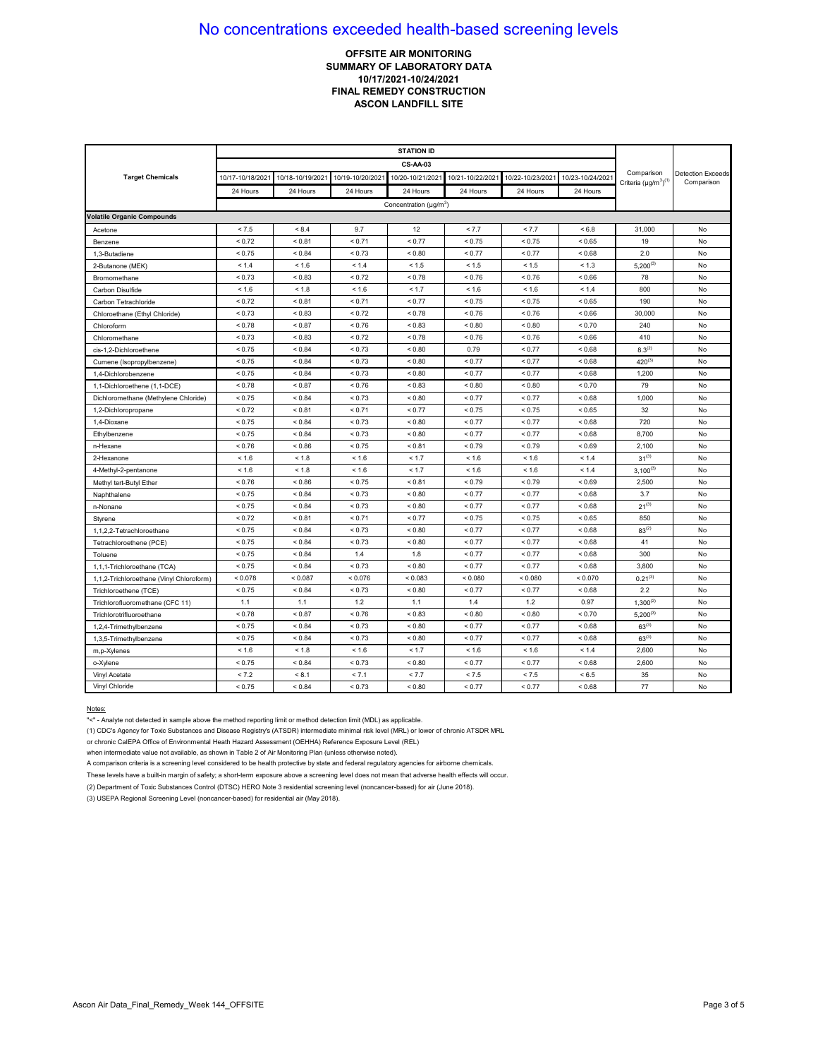# No concentrations exceeded health-based screening levels

**OFFSITE AIR MONITORING**
**SUMMARY OF LABORATORY DATA**
**10/17/2021-10/24/2021**
**FINAL REMEDY CONSTRUCTION**
**ASCON LANDFILL SITE**

| Target Chemicals | STATION ID | | | | | | | Comparison Criteria (µg/m³)(1) | Detection Exceeds Comparison |
|---|---|---|---|---|---|---|---|---|---|
| | CS-AA-03 | | | | | | | | |
| | 10/17-10/18/2021 | 10/18-10/19/2021 | 10/19-10/20/2021 | 10/20-10/21/2021 | 10/21-10/22/2021 | 10/22-10/23/2021 | 10/23-10/24/2021 | | |
| | 24 Hours | 24 Hours | 24 Hours | 24 Hours | 24 Hours | 24 Hours | 24 Hours | | |
| | Concentration (µg/m³) | | | | | | | | |
| **Volatile Organic Compounds** | | | | | | | | | |
| Acetone | < 7.5 | < 8.4 | 9.7 | 12 | < 7.7 | < 7.7 | < 6.8 | 31,000 | No |
| Benzene | < 0.72 | < 0.81 | < 0.71 | < 0.77 | < 0.75 | < 0.75 | < 0.65 | 19 | No |
| 1,3-Butadiene | < 0.75 | < 0.84 | < 0.73 | < 0.80 | < 0.77 | < 0.77 | < 0.68 | 2.0 | No |
| 2-Butanone (MEK) | < 1.4 | < 1.6 | < 1.4 | < 1.5 | < 1.5 | < 1.5 | < 1.3 | 5,200(3) | No |
| Bromomethane | < 0.73 | < 0.83 | < 0.72 | < 0.78 | < 0.76 | < 0.76 | < 0.66 | 78 | No |
| Carbon Disulfide | < 1.6 | < 1.8 | < 1.6 | < 1.7 | < 1.6 | < 1.6 | < 1.4 | 800 | No |
| Carbon Tetrachloride | < 0.72 | < 0.81 | < 0.71 | < 0.77 | < 0.75 | < 0.75 | < 0.65 | 190 | No |
| Chloroethane (Ethyl Chloride) | < 0.73 | < 0.83 | < 0.72 | < 0.78 | < 0.76 | < 0.76 | < 0.66 | 30,000 | No |
| Chloroform | < 0.78 | < 0.87 | < 0.76 | < 0.83 | < 0.80 | < 0.80 | < 0.70 | 240 | No |
| Chloromethane | < 0.73 | < 0.83 | < 0.72 | < 0.78 | < 0.76 | < 0.76 | < 0.66 | 410 | No |
| cis-1,2-Dichloroethene | < 0.75 | < 0.84 | < 0.73 | < 0.80 | 0.79 | < 0.77 | < 0.68 | 8.3(2) | No |
| Cumene (Isopropylbenzene) | < 0.75 | < 0.84 | < 0.73 | < 0.80 | < 0.77 | < 0.77 | < 0.68 | 420(3) | No |
| 1,4-Dichlorobenzene | < 0.75 | < 0.84 | < 0.73 | < 0.80 | < 0.77 | < 0.77 | < 0.68 | 1,200 | No |
| 1,1-Dichloroethene (1,1-DCE) | < 0.78 | < 0.87 | < 0.76 | < 0.83 | < 0.80 | < 0.80 | < 0.70 | 79 | No |
| Dichloromethane (Methylene Chloride) | < 0.75 | < 0.84 | < 0.73 | < 0.80 | < 0.77 | < 0.77 | < 0.68 | 1,000 | No |
| 1,2-Dichloropropane | < 0.72 | < 0.81 | < 0.71 | < 0.77 | < 0.75 | < 0.75 | < 0.65 | 32 | No |
| 1,4-Dioxane | < 0.75 | < 0.84 | < 0.73 | < 0.80 | < 0.77 | < 0.77 | < 0.68 | 720 | No |
| Ethylbenzene | < 0.75 | < 0.84 | < 0.73 | < 0.80 | < 0.77 | < 0.77 | < 0.68 | 8,700 | No |
| n-Hexane | < 0.76 | < 0.86 | < 0.75 | < 0.81 | < 0.79 | < 0.79 | < 0.69 | 2,100 | No |
| 2-Hexanone | < 1.6 | < 1.8 | < 1.6 | < 1.7 | < 1.6 | < 1.6 | < 1.4 | 31(3) | No |
| 4-Methyl-2-pentanone | < 1.6 | < 1.8 | < 1.6 | < 1.7 | < 1.6 | < 1.6 | < 1.4 | 3,100(3) | No |
| Methyl tert-Butyl Ether | < 0.76 | < 0.86 | < 0.75 | < 0.81 | < 0.79 | < 0.79 | < 0.69 | 2,500 | No |
| Naphthalene | < 0.75 | < 0.84 | < 0.73 | < 0.80 | < 0.77 | < 0.77 | < 0.68 | 3.7 | No |
| n-Nonane | < 0.75 | < 0.84 | < 0.73 | < 0.80 | < 0.77 | < 0.77 | < 0.68 | 21(3) | No |
| Styrene | < 0.72 | < 0.81 | < 0.71 | < 0.77 | < 0.75 | < 0.75 | < 0.65 | 850 | No |
| 1,1,2,2-Tetrachloroethane | < 0.75 | < 0.84 | < 0.73 | < 0.80 | < 0.77 | < 0.77 | < 0.68 | 83(2) | No |
| Tetrachloroethene (PCE) | < 0.75 | < 0.84 | < 0.73 | < 0.80 | < 0.77 | < 0.77 | < 0.68 | 41 | No |
| Toluene | < 0.75 | < 0.84 | 1.4 | 1.8 | < 0.77 | < 0.77 | < 0.68 | 300 | No |
| 1,1,1-Trichloroethane (TCA) | < 0.75 | < 0.84 | < 0.73 | < 0.80 | < 0.77 | < 0.77 | < 0.68 | 3,800 | No |
| 1,1,2-Trichloroethane (Vinyl Chloroform) | < 0.078 | < 0.087 | < 0.076 | < 0.083 | < 0.080 | < 0.080 | < 0.070 | 0.21(3) | No |
| Trichloroethene (TCE) | < 0.75 | < 0.84 | < 0.73 | < 0.80 | < 0.77 | < 0.77 | < 0.68 | 2.2 | No |
| Trichlorofluoromethane (CFC 11) | 1.1 | 1.1 | 1.2 | 1.1 | 1.4 | 1.2 | 0.97 | 1,300(2) | No |
| Trichlorotrifluoroethane | < 0.78 | < 0.87 | < 0.76 | < 0.83 | < 0.80 | < 0.80 | < 0.70 | 5,200(3) | No |
| 1,2,4-Trimethylbenzene | < 0.75 | < 0.84 | < 0.73 | < 0.80 | < 0.77 | < 0.77 | < 0.68 | 63(3) | No |
| 1,3,5-Trimethylbenzene | < 0.75 | < 0.84 | < 0.73 | < 0.80 | < 0.77 | < 0.77 | < 0.68 | 63(3) | No |
| m,p-Xylenes | < 1.6 | < 1.8 | < 1.6 | < 1.7 | < 1.6 | < 1.6 | < 1.4 | 2,600 | No |
| o-Xylene | < 0.75 | < 0.84 | < 0.73 | < 0.80 | < 0.77 | < 0.77 | < 0.68 | 2,600 | No |
| Vinyl Acetate | < 7.2 | < 8.1 | < 7.1 | < 7.7 | < 7.5 | < 7.5 | < 6.5 | 35 | No |
| Vinyl Chloride | < 0.75 | < 0.84 | < 0.73 | < 0.80 | < 0.77 | < 0.77 | < 0.68 | 77 | No |

Notes:

"<" - Analyte not detected in sample above the method reporting limit or method detection limit (MDL) as applicable.

(1) CDC's Agency for Toxic Substances and Disease Registry's (ATSDR) intermediate minimal risk level (MRL) or lower of chronic ATSDR MRL or chronic CalEPA Office of Environmental Heath Hazard Assessment (OEHHA) Reference Exposure Level (REL) when intermediate value not available, as shown in Table 2 of Air Monitoring Plan (unless otherwise noted).

A comparison criteria is a screening level considered to be health protective by state and federal regulatory agencies for airborne chemicals.

These levels have a built-in margin of safety; a short-term exposure above a screening level does not mean that adverse health effects will occur.

(2) Department of Toxic Substances Control (DTSC) HERO Note 3 residential screening level (noncancer-based) for air (June 2018).

(3) USEPA Regional Screening Level (noncancer-based) for residential air (May 2018).

Ascon Air Data_Final_Remedy_Week 144_OFFSITE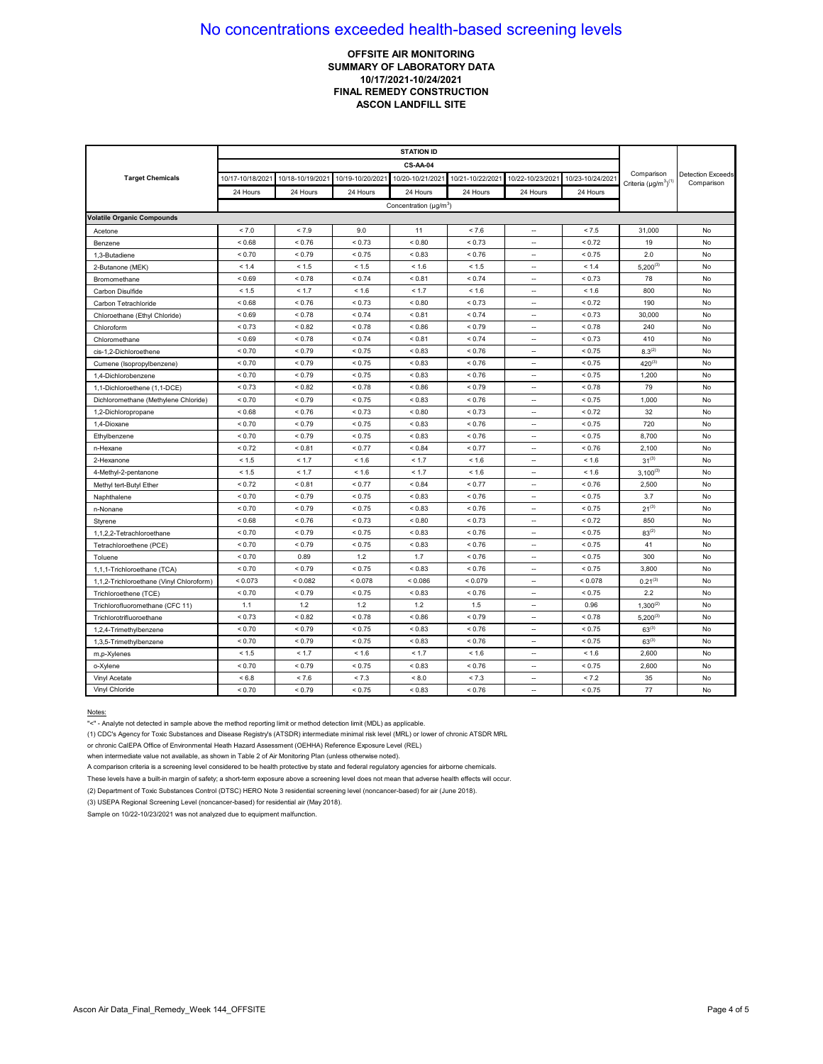# No concentrations exceeded health-based screening levels

**OFFSITE AIR MONITORING**
**SUMMARY OF LABORATORY DATA**
**10/17/2021-10/24/2021**
**FINAL REMEDY CONSTRUCTION**
**ASCON LANDFILL SITE**

| Target Chemicals | STATION ID | | | | | | | Comparison Criteria (µg/m³)(1) | Detection Exceeds Comparison |
|---|---|---|---|---|---|---|---|---|---|
| | CS-AA-04 | | | | | | | | |
| | 10/17-10/18/2021 | 10/18-10/19/2021 | 10/19-10/20/2021 | 10/20-10/21/2021 | 10/21-10/22/2021 | 10/22-10/23/2021 | 10/23-10/24/2021 | | |
| | 24 Hours | 24 Hours | 24 Hours | 24 Hours | 24 Hours | 24 Hours | 24 Hours | | |
| | Concentration (µg/m³) | | | | | | | | |
| **Volatile Organic Compounds** | | | | | | | | | |
| Acetone | < 7.0 | < 7.9 | 9.0 | 11 | < 7.6 | -- | < 7.5 | 31,000 | No |
| Benzene | < 0.68 | < 0.76 | < 0.73 | < 0.80 | < 0.73 | -- | < 0.72 | 19 | No |
| 1,3-Butadiene | < 0.70 | < 0.79 | < 0.75 | < 0.83 | < 0.76 | -- | < 0.75 | 2.0 | No |
| 2-Butanone (MEK) | < 1.4 | < 1.5 | < 1.5 | < 1.6 | < 1.5 | -- | < 1.4 | 5,200(3) | No |
| Bromomethane | < 0.69 | < 0.78 | < 0.74 | < 0.81 | < 0.74 | -- | < 0.73 | 78 | No |
| Carbon Disulfide | < 1.5 | < 1.7 | < 1.6 | < 1.7 | < 1.6 | -- | < 1.6 | 800 | No |
| Carbon Tetrachloride | < 0.68 | < 0.76 | < 0.73 | < 0.80 | < 0.73 | -- | < 0.72 | 190 | No |
| Chloroethane (Ethyl Chloride) | < 0.69 | < 0.78 | < 0.74 | < 0.81 | < 0.74 | -- | < 0.73 | 30,000 | No |
| Chloroform | < 0.73 | < 0.82 | < 0.78 | < 0.86 | < 0.79 | -- | < 0.78 | 240 | No |
| Chloromethane | < 0.69 | < 0.78 | < 0.74 | < 0.81 | < 0.74 | -- | < 0.73 | 410 | No |
| cis-1,2-Dichloroethene | < 0.70 | < 0.79 | < 0.75 | < 0.83 | < 0.76 | -- | < 0.75 | 8.3(2) | No |
| Cumene (Isopropylbenzene) | < 0.70 | < 0.79 | < 0.75 | < 0.83 | < 0.76 | -- | < 0.75 | 420(3) | No |
| 1,4-Dichlorobenzene | < 0.70 | < 0.79 | < 0.75 | < 0.83 | < 0.76 | -- | < 0.75 | 1,200 | No |
| 1,1-Dichloroethene (1,1-DCE) | < 0.73 | < 0.82 | < 0.78 | < 0.86 | < 0.79 | -- | < 0.78 | 79 | No |
| Dichloromethane (Methylene Chloride) | < 0.70 | < 0.79 | < 0.75 | < 0.83 | < 0.76 | -- | < 0.75 | 1,000 | No |
| 1,2-Dichloropropane | < 0.68 | < 0.76 | < 0.73 | < 0.80 | < 0.73 | -- | < 0.72 | 32 | No |
| 1,4-Dioxane | < 0.70 | < 0.79 | < 0.75 | < 0.83 | < 0.76 | -- | < 0.75 | 720 | No |
| Ethylbenzene | < 0.70 | < 0.79 | < 0.75 | < 0.83 | < 0.76 | -- | < 0.75 | 8,700 | No |
| n-Hexane | < 0.72 | < 0.81 | < 0.77 | < 0.84 | < 0.77 | -- | < 0.76 | 2,100 | No |
| 2-Hexanone | < 1.5 | < 1.7 | < 1.6 | < 1.7 | < 1.6 | -- | < 1.6 | 31(3) | No |
| 4-Methyl-2-pentanone | < 1.5 | < 1.7 | < 1.6 | < 1.7 | < 1.6 | -- | < 1.6 | 3,100(3) | No |
| Methyl tert-Butyl Ether | < 0.72 | < 0.81 | < 0.77 | < 0.84 | < 0.77 | -- | < 0.76 | 2,500 | No |
| Naphthalene | < 0.70 | < 0.79 | < 0.75 | < 0.83 | < 0.76 | -- | < 0.75 | 3.7 | No |
| n-Nonane | < 0.70 | < 0.79 | < 0.75 | < 0.83 | < 0.76 | -- | < 0.75 | 21(3) | No |
| Styrene | < 0.68 | < 0.76 | < 0.73 | < 0.80 | < 0.73 | -- | < 0.72 | 850 | No |
| 1,1,2,2-Tetrachloroethane | < 0.70 | < 0.79 | < 0.75 | < 0.83 | < 0.76 | -- | < 0.75 | 83(2) | No |
| Tetrachloroethene (PCE) | < 0.70 | < 0.79 | < 0.75 | < 0.83 | < 0.76 | -- | < 0.75 | 41 | No |
| Toluene | < 0.70 | 0.89 | 1.2 | 1.7 | < 0.76 | -- | < 0.75 | 300 | No |
| 1,1,1-Trichloroethane (TCA) | < 0.70 | < 0.79 | < 0.75 | < 0.83 | < 0.76 | -- | < 0.75 | 3,800 | No |
| 1,1,2-Trichloroethane (Vinyl Chloroform) | < 0.073 | < 0.082 | < 0.078 | < 0.086 | < 0.079 | -- | < 0.078 | 0.21(3) | No |
| Trichloroethene (TCE) | < 0.70 | < 0.79 | < 0.75 | < 0.83 | < 0.76 | -- | < 0.75 | 2.2 | No |
| Trichlorofluoromethane (CFC 11) | 1.1 | 1.2 | 1.2 | 1.2 | 1.5 | -- | 0.96 | 1,300(2) | No |
| Trichlorotrifluoroethane | < 0.73 | < 0.82 | < 0.78 | < 0.86 | < 0.79 | -- | < 0.78 | 5,200(3) | No |
| 1,2,4-Trimethylbenzene | < 0.70 | < 0.79 | < 0.75 | < 0.83 | < 0.76 | -- | < 0.75 | 63(3) | No |
| 1,3,5-Trimethylbenzene | < 0.70 | < 0.79 | < 0.75 | < 0.83 | < 0.76 | -- | < 0.75 | 63(3) | No |
| m,p-Xylenes | < 1.5 | < 1.7 | < 1.6 | < 1.7 | < 1.6 | -- | < 1.6 | 2,600 | No |
| o-Xylene | < 0.70 | < 0.79 | < 0.75 | < 0.83 | < 0.76 | -- | < 0.75 | 2,600 | No |
| Vinyl Acetate | < 6.8 | < 7.6 | < 7.3 | < 8.0 | < 7.3 | -- | < 7.2 | 35 | No |
| Vinyl Chloride | < 0.70 | < 0.79 | < 0.75 | < 0.83 | < 0.76 | -- | < 0.75 | 77 | No |

Notes:

"<" - Analyte not detected in sample above the method reporting limit or method detection limit (MDL) as applicable.

(1) CDC's Agency for Toxic Substances and Disease Registry's (ATSDR) intermediate minimal risk level (MRL) or lower of chronic ATSDR MRL or chronic CalEPA Office of Environmental Heath Hazard Assessment (OEHHA) Reference Exposure Level (REL) when intermediate value not available, as shown in Table 2 of Air Monitoring Plan (unless otherwise noted).

A comparison criteria is a screening level considered to be health protective by state and federal regulatory agencies for airborne chemicals.

These levels have a built-in margin of safety; a short-term exposure above a screening level does not mean that adverse health effects will occur.

(2) Department of Toxic Substances Control (DTSC) HERO Note 3 residential screening level (noncancer-based) for air (June 2018).

(3) USEPA Regional Screening Level (noncancer-based) for residential air (May 2018).

Sample on 10/22-10/23/2021 was not analyzed due to equipment malfunction.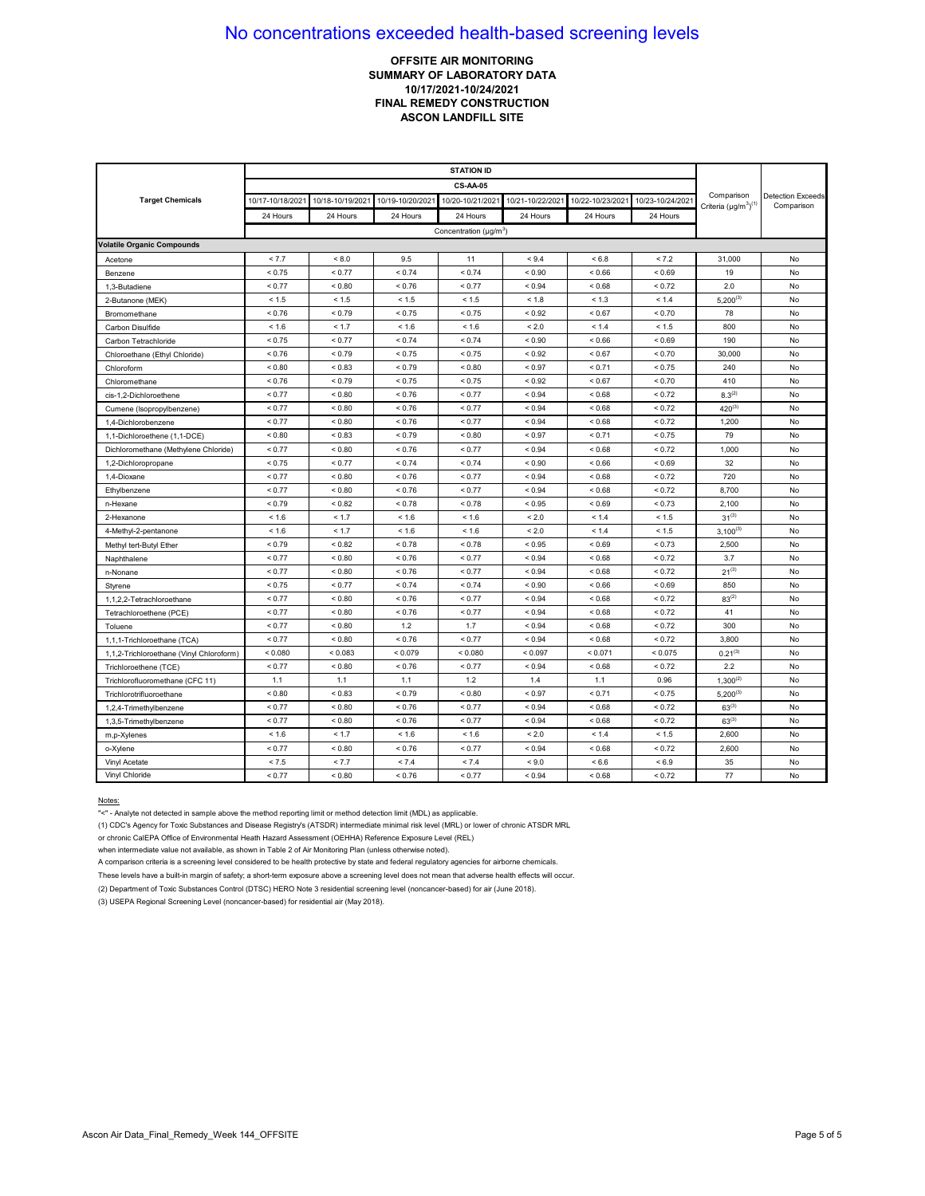# No concentrations exceeded health-based screening levels

**OFFSITE AIR MONITORING**
**SUMMARY OF LABORATORY DATA**
**10/17/2021-10/24/2021**
**FINAL REMEDY CONSTRUCTION**
**ASCON LANDFILL SITE**

| Target Chemicals | STATION ID | | | | | | | Comparison Criteria (µg/m³)(1) | Detection Exceeds Comparison |
|---|---|---|---|---|---|---|---|---|---|
| | CS-AA-05 | | | | | | | | |
| | 10/17-10/18/2021 | 10/18-10/19/2021 | 10/19-10/20/2021 | 10/20-10/21/2021 | 10/21-10/22/2021 | 10/22-10/23/2021 | 10/23-10/24/2021 | | |
| | 24 Hours | 24 Hours | 24 Hours | 24 Hours | 24 Hours | 24 Hours | 24 Hours | | |
| | Concentration (µg/m³) | | | | | | | | |
| **Volatile Organic Compounds** | | | | | | | | | |
| Acetone | < 7.7 | < 8.0 | 9.5 | 11 | < 9.4 | < 6.8 | < 7.2 | 31,000 | No |
| Benzene | < 0.75 | < 0.77 | < 0.74 | < 0.74 | < 0.90 | < 0.66 | < 0.69 | 19 | No |
| 1,3-Butadiene | < 0.77 | < 0.80 | < 0.76 | < 0.77 | < 0.94 | < 0.68 | < 0.72 | 2.0 | No |
| 2-Butanone (MEK) | < 1.5 | < 1.5 | < 1.5 | < 1.5 | < 1.8 | < 1.3 | < 1.4 | 5,200(3) | No |
| Bromomethane | < 0.76 | < 0.79 | < 0.75 | < 0.75 | < 0.92 | < 0.67 | < 0.70 | 78 | No |
| Carbon Disulfide | < 1.6 | < 1.7 | < 1.6 | < 1.6 | < 2.0 | < 1.4 | < 1.5 | 800 | No |
| Carbon Tetrachloride | < 0.75 | < 0.77 | < 0.74 | < 0.74 | < 0.90 | < 0.66 | < 0.69 | 190 | No |
| Chloroethane (Ethyl Chloride) | < 0.76 | < 0.79 | < 0.75 | < 0.75 | < 0.92 | < 0.67 | < 0.70 | 30,000 | No |
| Chloroform | < 0.80 | < 0.83 | < 0.79 | < 0.80 | < 0.97 | < 0.71 | < 0.75 | 240 | No |
| Chloromethane | < 0.76 | < 0.79 | < 0.75 | < 0.75 | < 0.92 | < 0.67 | < 0.70 | 410 | No |
| cis-1,2-Dichloroethene | < 0.77 | < 0.80 | < 0.76 | < 0.77 | < 0.94 | < 0.68 | < 0.72 | 8.3(2) | No |
| Cumene (Isopropylbenzene) | < 0.77 | < 0.80 | < 0.76 | < 0.77 | < 0.94 | < 0.68 | < 0.72 | 420(3) | No |
| 1,4-Dichlorobenzene | < 0.77 | < 0.80 | < 0.76 | < 0.77 | < 0.94 | < 0.68 | < 0.72 | 1,200 | No |
| 1,1-Dichloroethene (1,1-DCE) | < 0.80 | < 0.83 | < 0.79 | < 0.80 | < 0.97 | < 0.71 | < 0.75 | 79 | No |
| Dichloromethane (Methylene Chloride) | < 0.77 | < 0.80 | < 0.76 | < 0.77 | < 0.94 | < 0.68 | < 0.72 | 1,000 | No |
| 1,2-Dichloropropane | < 0.75 | < 0.77 | < 0.74 | < 0.74 | < 0.90 | < 0.66 | < 0.69 | 32 | No |
| 1,4-Dioxane | < 0.77 | < 0.80 | < 0.76 | < 0.77 | < 0.94 | < 0.68 | < 0.72 | 720 | No |
| Ethylbenzene | < 0.77 | < 0.80 | < 0.76 | < 0.77 | < 0.94 | < 0.68 | < 0.72 | 8,700 | No |
| n-Hexane | < 0.79 | < 0.82 | < 0.78 | < 0.78 | < 0.95 | < 0.69 | < 0.73 | 2,100 | No |
| 2-Hexanone | < 1.6 | < 1.7 | < 1.6 | < 1.6 | < 2.0 | < 1.4 | < 1.5 | 31(3) | No |
| 4-Methyl-2-pentanone | < 1.6 | < 1.7 | < 1.6 | < 1.6 | < 2.0 | < 1.4 | < 1.5 | 3,100(3) | No |
| Methyl tert-Butyl Ether | < 0.79 | < 0.82 | < 0.78 | < 0.78 | < 0.95 | < 0.69 | < 0.73 | 2,500 | No |
| Naphthalene | < 0.77 | < 0.80 | < 0.76 | < 0.77 | < 0.94 | < 0.68 | < 0.72 | 3.7 | No |
| n-Nonane | < 0.77 | < 0.80 | < 0.76 | < 0.77 | < 0.94 | < 0.68 | < 0.72 | 21(3) | No |
| Styrene | < 0.75 | < 0.77 | < 0.74 | < 0.74 | < 0.90 | < 0.66 | < 0.69 | 850 | No |
| 1,1,2,2-Tetrachloroethane | < 0.77 | < 0.80 | < 0.76 | < 0.77 | < 0.94 | < 0.68 | < 0.72 | 83(2) | No |
| Tetrachloroethene (PCE) | < 0.77 | < 0.80 | < 0.76 | < 0.77 | < 0.94 | < 0.68 | < 0.72 | 41 | No |
| Toluene | < 0.77 | < 0.80 | 1.2 | 1.7 | < 0.94 | < 0.68 | < 0.72 | 300 | No |
| 1,1,1-Trichloroethane (TCA) | < 0.77 | < 0.80 | < 0.76 | < 0.77 | < 0.94 | < 0.68 | < 0.72 | 3,800 | No |
| 1,1,2-Trichloroethane (Vinyl Chloroform) | < 0.080 | < 0.083 | < 0.079 | < 0.080 | < 0.097 | < 0.071 | < 0.075 | 0.21(3) | No |
| Trichloroethene (TCE) | < 0.77 | < 0.80 | < 0.76 | < 0.77 | < 0.94 | < 0.68 | < 0.72 | 2.2 | No |
| Trichlorofluoromethane (CFC 11) | 1.1 | 1.1 | 1.1 | 1.2 | 1.4 | 1.1 | 0.96 | 1,300(2) | No |
| Trichlorotrifluoroethane | < 0.80 | < 0.83 | < 0.79 | < 0.80 | < 0.97 | < 0.71 | < 0.75 | 5,200(3) | No |
| 1,2,4-Trimethylbenzene | < 0.77 | < 0.80 | < 0.76 | < 0.77 | < 0.94 | < 0.68 | < 0.72 | 63(3) | No |
| 1,3,5-Trimethylbenzene | < 0.77 | < 0.80 | < 0.76 | < 0.77 | < 0.94 | < 0.68 | < 0.72 | 63(3) | No |
| m,p-Xylenes | < 1.6 | < 1.7 | < 1.6 | < 1.6 | < 2.0 | < 1.4 | < 1.5 | 2,600 | No |
| o-Xylene | < 0.77 | < 0.80 | < 0.76 | < 0.77 | < 0.94 | < 0.68 | < 0.72 | 2,600 | No |
| Vinyl Acetate | < 7.5 | < 7.7 | < 7.4 | < 7.4 | < 9.0 | < 6.6 | < 6.9 | 35 | No |
| Vinyl Chloride | < 0.77 | < 0.80 | < 0.76 | < 0.77 | < 0.94 | < 0.68 | < 0.72 | 77 | No |

Notes:

"<" - Analyte not detected in sample above the method reporting limit or method detection limit (MDL) as applicable.

(1) CDC's Agency for Toxic Substances and Disease Registry's (ATSDR) intermediate minimal risk level (MRL) or lower of chronic ATSDR MRL or chronic CalEPA Office of Environmental Heath Hazard Assessment (OEHHA) Reference Exposure Level (REL) when intermediate value not available, as shown in Table 2 of Air Monitoring Plan (unless otherwise noted).

A comparison criteria is a screening level considered to be health protective by state and federal regulatory agencies for airborne chemicals.

These levels have a built-in margin of safety; a short-term exposure above a screening level does not mean that adverse health effects will occur.

(2) Department of Toxic Substances Control (DTSC) HERO Note 3 residential screening level (noncancer-based) for air (June 2018).

(3) USEPA Regional Screening Level (noncancer-based) for residential air (May 2018).